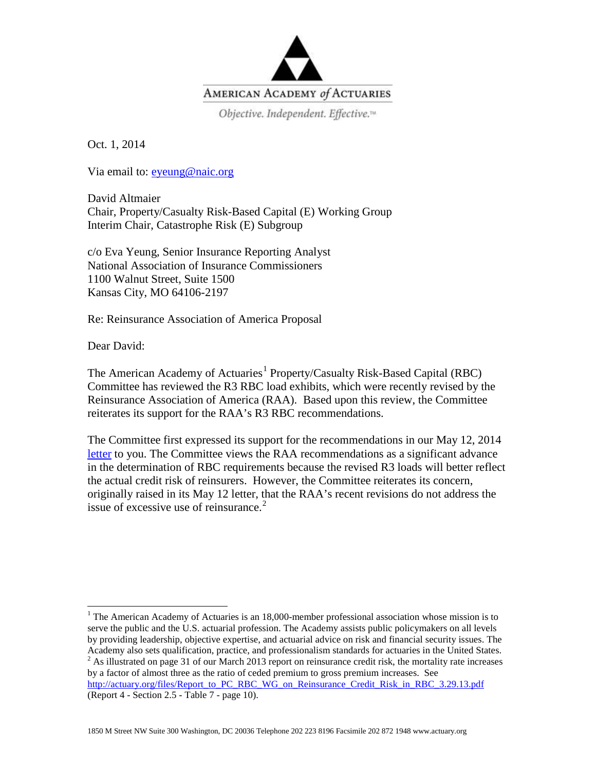AMERICAN ACADEMY of ACTUARIES

*Objective. Independent. Effective.™*

Oct. 1, 2014

Via email to: eyeung@naic.org

David Altmaier
Chair, Property/Casualty Risk-Based Capital (E) Working Group
Interim Chair, Catastrophe Risk (E) Subgroup

c/o Eva Yeung, Senior Insurance Reporting Analyst
National Association of Insurance Commissioners
1100 Walnut Street, Suite 1500
Kansas City, MO 64106-2197

Re: Reinsurance Association of America Proposal

Dear David:

The American Academy of Actuaries[1] Property/Casualty Risk-Based Capital (RBC) Committee has reviewed the R3 RBC load exhibits, which were recently revised by the Reinsurance Association of America (RAA). Based upon this review, the Committee reiterates its support for the RAA's R3 RBC recommendations.

The Committee first expressed its support for the recommendations in our May 12, 2014 letter to you. The Committee views the RAA recommendations as a significant advance in the determination of RBC requirements because the revised R3 loads will better reflect the actual credit risk of reinsurers. However, the Committee reiterates its concern, originally raised in its May 12 letter, that the RAA's recent revisions do not address the issue of excessive use of reinsurance.[2]

---

[1] The American Academy of Actuaries is an 18,000-member professional association whose mission is to serve the public and the U.S. actuarial profession. The Academy assists public policymakers on all levels by providing leadership, objective expertise, and actuarial advice on risk and financial security issues. The Academy also sets qualification, practice, and professionalism standards for actuaries in the United States.

[2] As illustrated on page 31 of our March 2013 report on reinsurance credit risk, the mortality rate increases by a factor of almost three as the ratio of ceded premium to gross premium increases. See http://actuary.org/files/Report_to_PC_RBC_WG_on_Reinsurance_Credit_Risk_in_RBC_3.29.13.pdf (Report 4 - Section 2.5 - Table 7 - page 10).

1850 M Street NW Suite 300 Washington, DC 20036 Telephone 202 223 8196 Facsimile 202 872 1948 www.actuary.org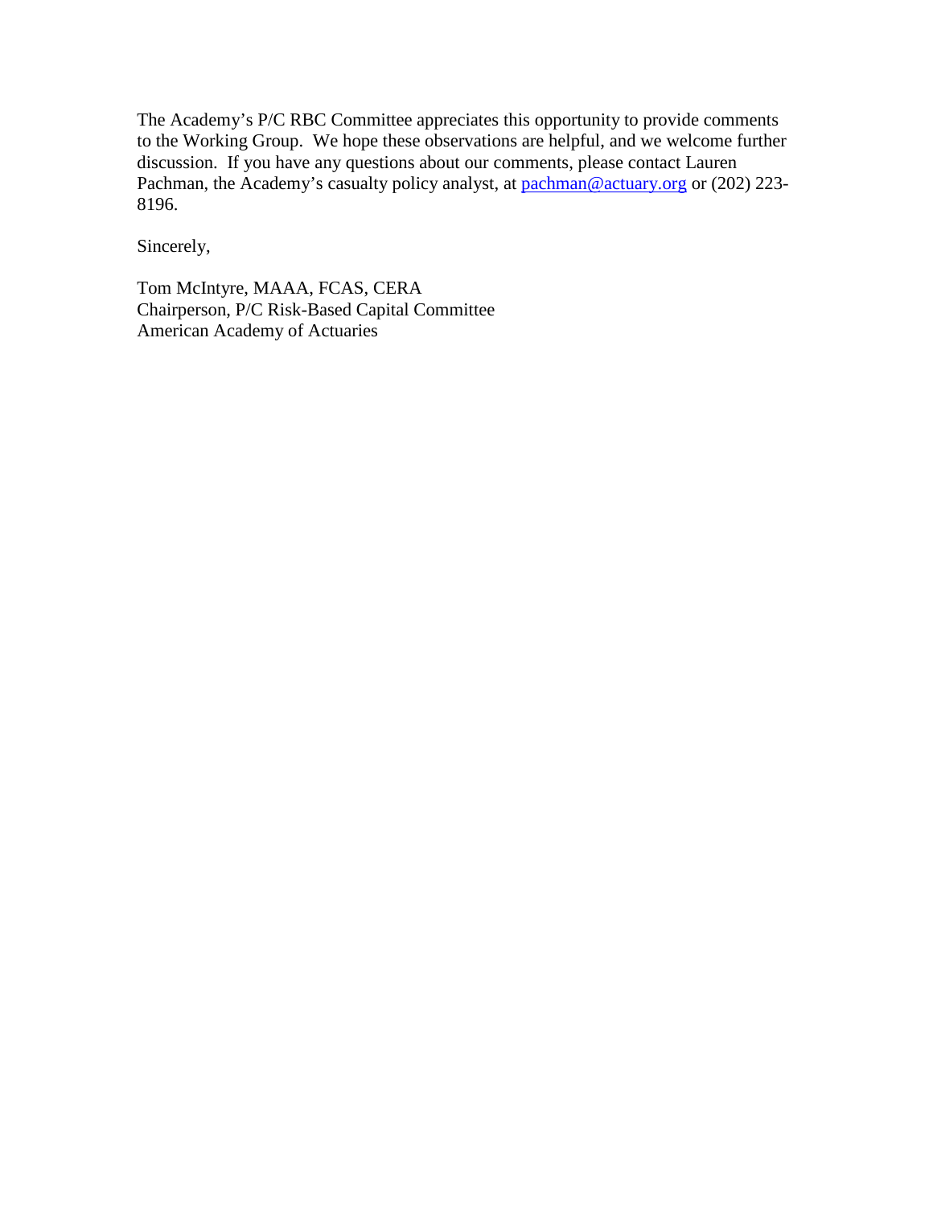The Academy's P/C RBC Committee appreciates this opportunity to provide comments to the Working Group. We hope these observations are helpful, and we welcome further discussion. If you have any questions about our comments, please contact Lauren Pachman, the Academy's casualty policy analyst, at pachman@actuary.org or (202) 223-8196.

Sincerely,

Tom McIntyre, MAAA, FCAS, CERA
Chairperson, P/C Risk-Based Capital Committee
American Academy of Actuaries